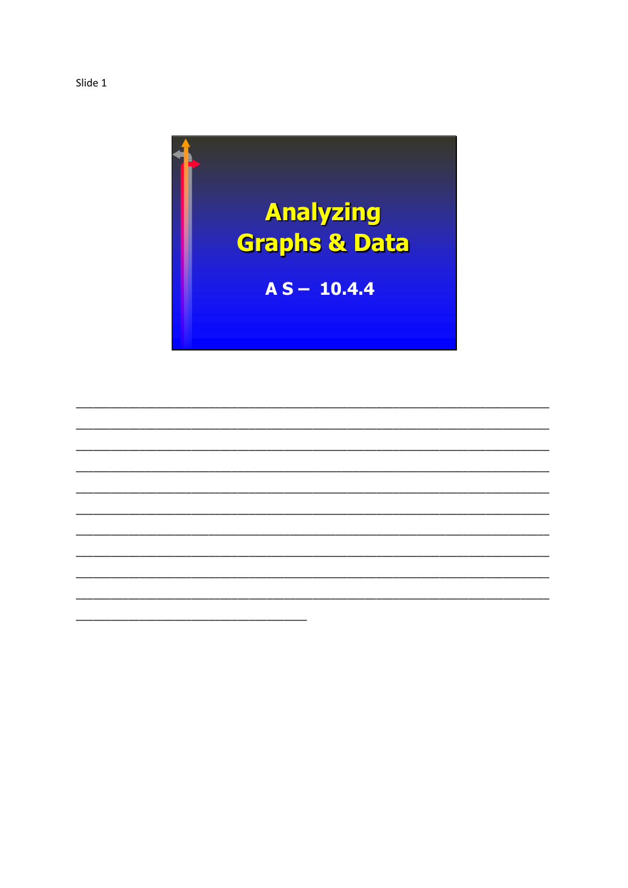Slide 1

# Analyzing Graphs & Data

**A S – 10.4.4**

________________________________________________________________________________
________________________________________________________________________________
________________________________________________________________________________
________________________________________________________________________________
________________________________________________________________________________
________________________________________________________________________________
________________________________________________________________________________
________________________________________________________________________________
________________________________________________________________________________
________________________________________________________________________________
___________________________________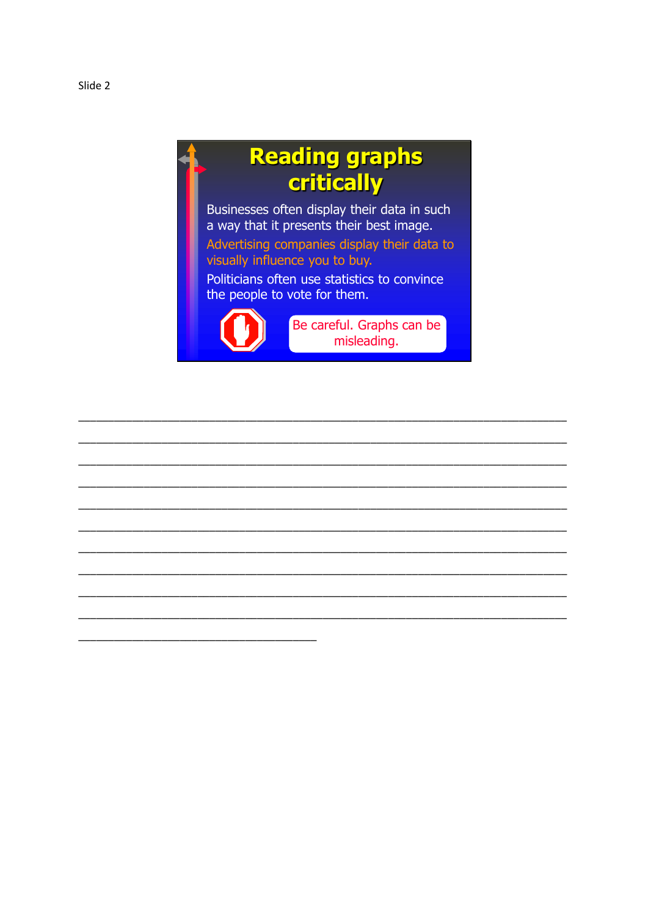Slide 2

# Reading graphs critically

Businesses often display their data in such a way that it presents their best image.

Advertising companies display their data to visually influence you to buy.

Politicians often use statistics to convince the people to vote for them.

Be careful. Graphs can be misleading.

______________________________________________________________________________

______________________________________________________________________________

______________________________________________________________________________

______________________________________________________________________________

______________________________________________________________________________

______________________________________________________________________________

______________________________________________________________________________

______________________________________________________________________________

______________________________________________________________________________

______________________________________________________________________________

_____________________________________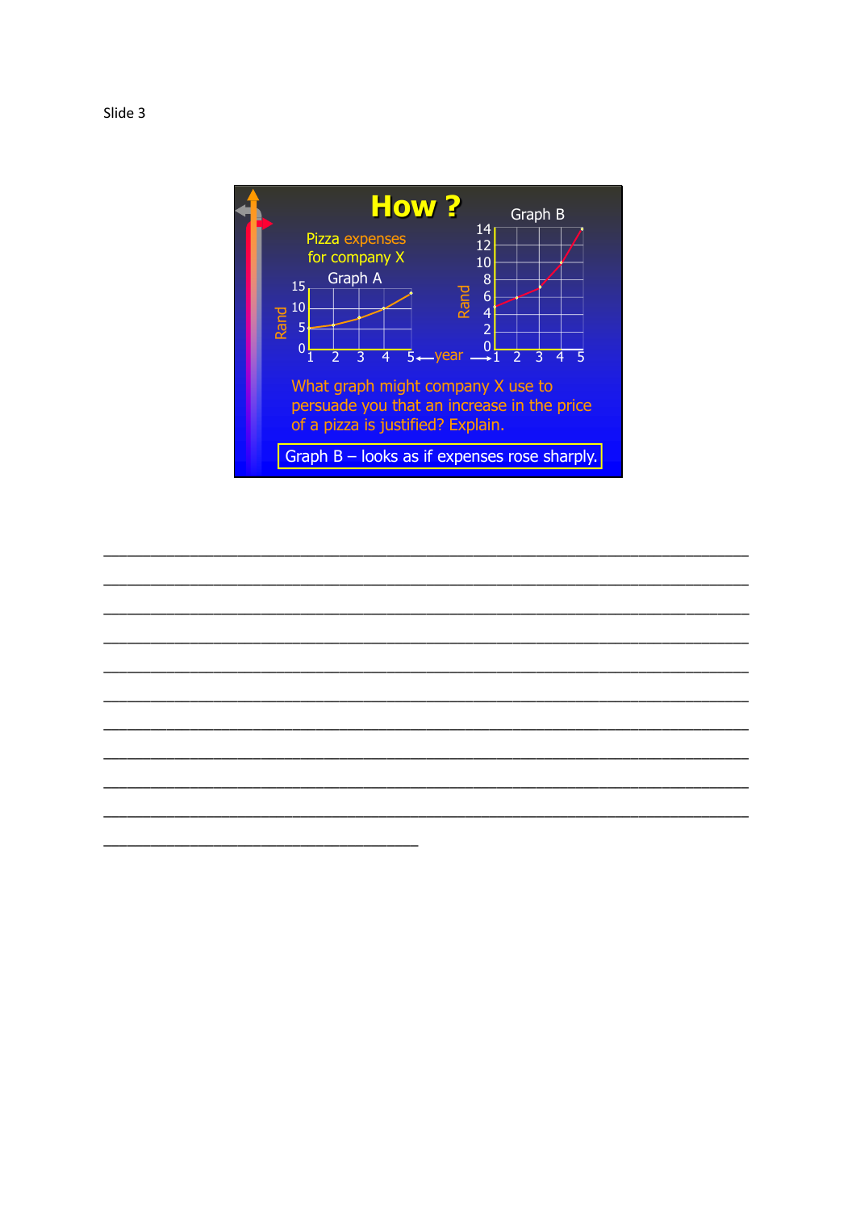Slide 3

# How ?

Pizza expenses for company X

Graph A

Graph B

What graph might company X use to persuade you that an increase in the price of a pizza is justified? Explain.

Graph B – looks as if expenses rose sharply.

_______________________________________________________________________________

_______________________________________________________________________________

_______________________________________________________________________________

_______________________________________________________________________________

_______________________________________________________________________________

_______________________________________________________________________________

_______________________________________________________________________________

_______________________________________________________________________________

_______________________________________________________________________________

_______________________________________________________________________________

______________________________________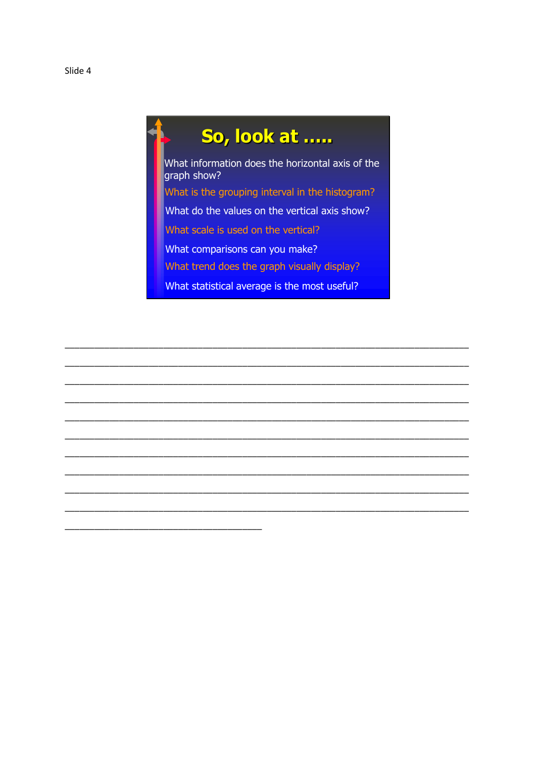Slide 4

# So, look at .....

What information does the horizontal axis of the graph show?

What is the grouping interval in the histogram?

What do the values on the vertical axis show?

What scale is used on the vertical?

What comparisons can you make?

What trend does the graph visually display?

What statistical average is the most useful?

______________________________________________________________________________

______________________________________________________________________________

______________________________________________________________________________

______________________________________________________________________________

______________________________________________________________________________

______________________________________________________________________________

______________________________________________________________________________

______________________________________________________________________________

______________________________________________________________________________

______________________________________________________________________________

______________________________________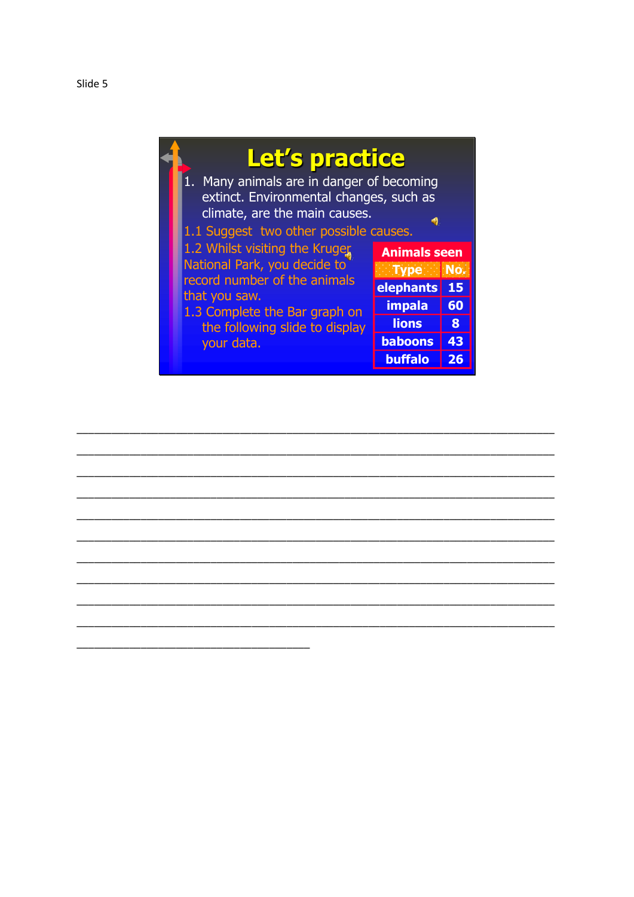Slide 5

# Let's practice

1. Many animals are in danger of becoming extinct. Environmental changes, such as climate, are the main causes.

1.1 Suggest two other possible causes.

1.2 Whilst visiting the Kruger National Park, you decide to record number of the animals that you saw.

1.3 Complete the Bar graph on the following slide to display your data.

| Animals seen | |
|---|---|
| **Type** | **No.** |
| elephants | 15 |
| impala | 60 |
| lions | 8 |
| baboons | 43 |
| buffalo | 26 |

______________________________________________________________________________

______________________________________________________________________________

______________________________________________________________________________

______________________________________________________________________________

______________________________________________________________________________

______________________________________________________________________________

______________________________________________________________________________

______________________________________________________________________________

______________________________________________________________________________

______________________________________________________________________________

_____________________________________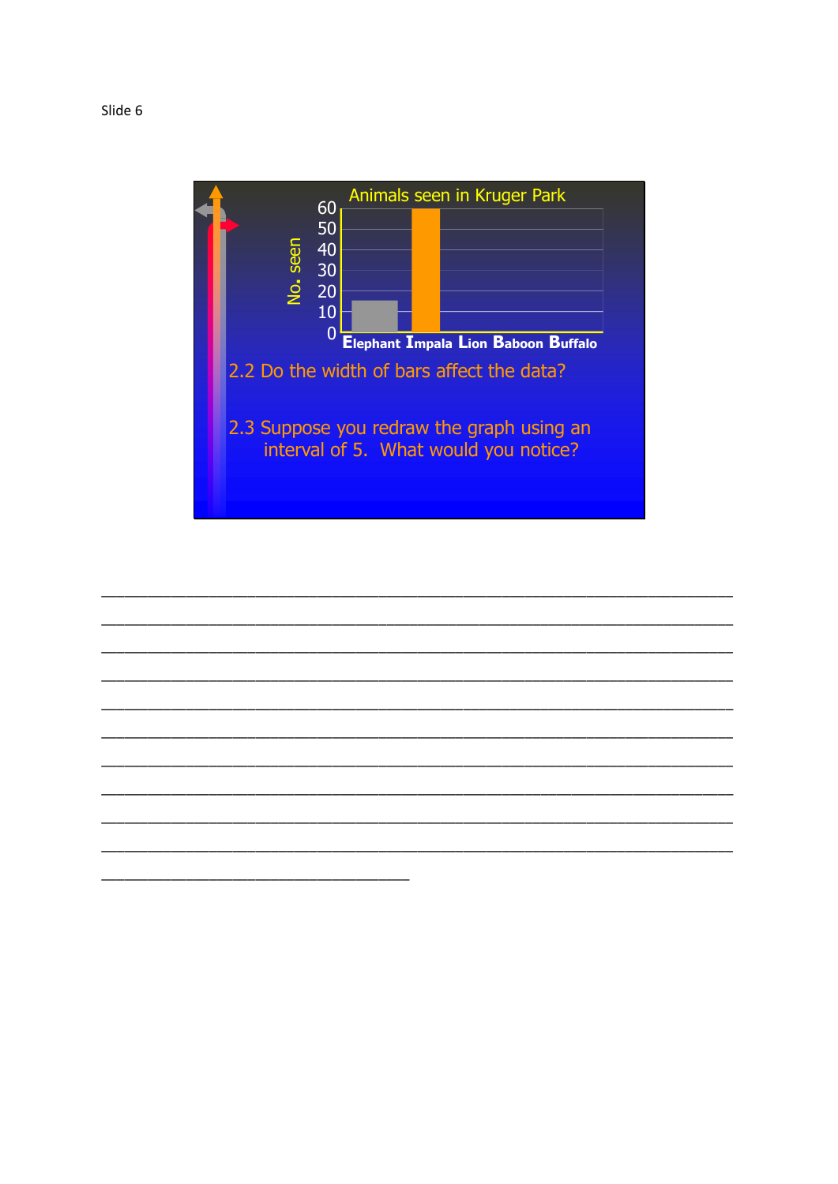Slide 6

Animals seen in Kruger Park

No. seen

60
50
40
30
20
10
0

Elephant Impala Lion Baboon Buffalo

2.2 Do the width of bars affect the data?

2.3 Suppose you redraw the graph using an interval of 5. What would you notice?

______________________________________________________________________________

______________________________________________________________________________

______________________________________________________________________________

______________________________________________________________________________

______________________________________________________________________________

______________________________________________________________________________

______________________________________________________________________________

______________________________________________________________________________

______________________________________________________________________________

______________________________________________________________________________

____________________________________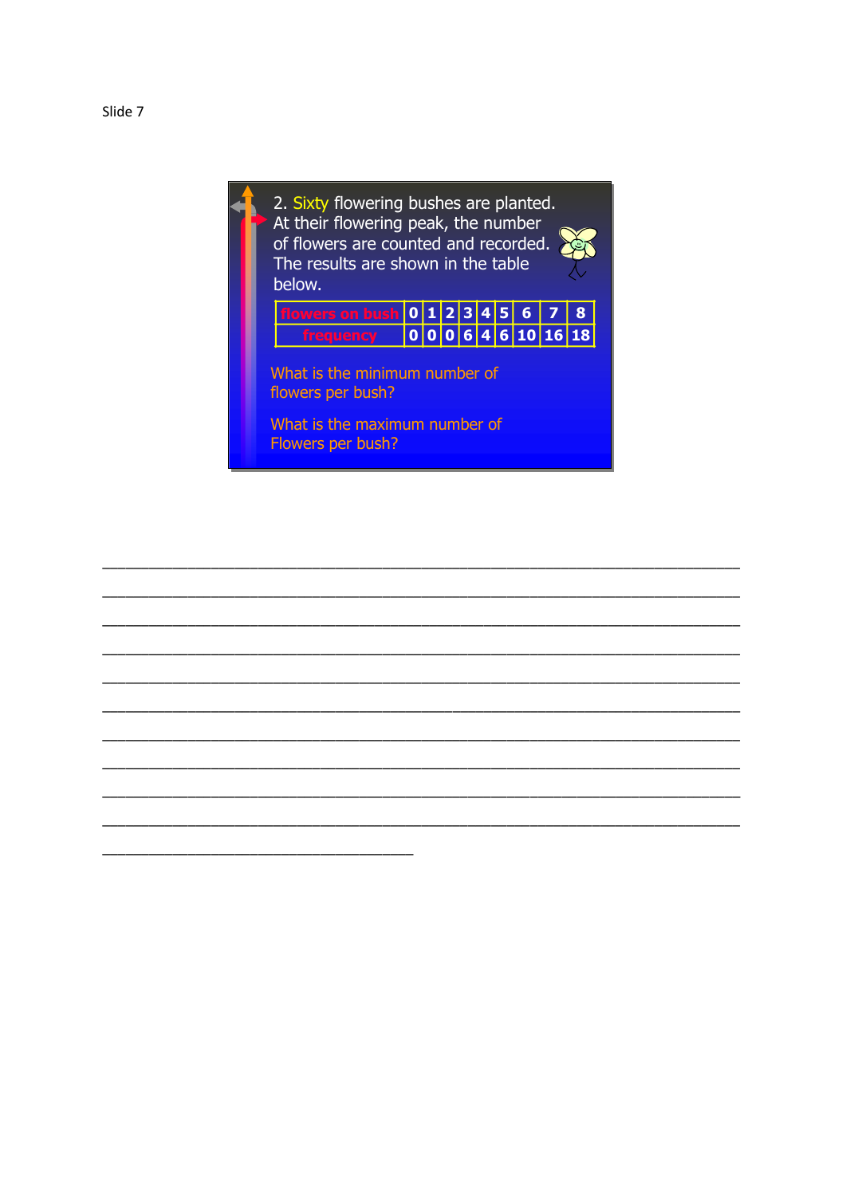Slide 7

2. Sixty flowering bushes are planted. At their flowering peak, the number of flowers are counted and recorded. The results are shown in the table below.

| flowers on bush | 0 | 1 | 2 | 3 | 4 | 5 | 6 | 7 | 8 |
|---|---|---|---|---|---|---|---|---|---|
| frequency | 0 | 0 | 0 | 6 | 4 | 6 | 10 | 16 | 18 |

What is the minimum number of flowers per bush?

What is the maximum number of Flowers per bush?

______________________________________________________________________________

______________________________________________________________________________

______________________________________________________________________________

______________________________________________________________________________

______________________________________________________________________________

______________________________________________________________________________

______________________________________________________________________________

______________________________________________________________________________

______________________________________________________________________________

______________________________________________________________________________

____________________________________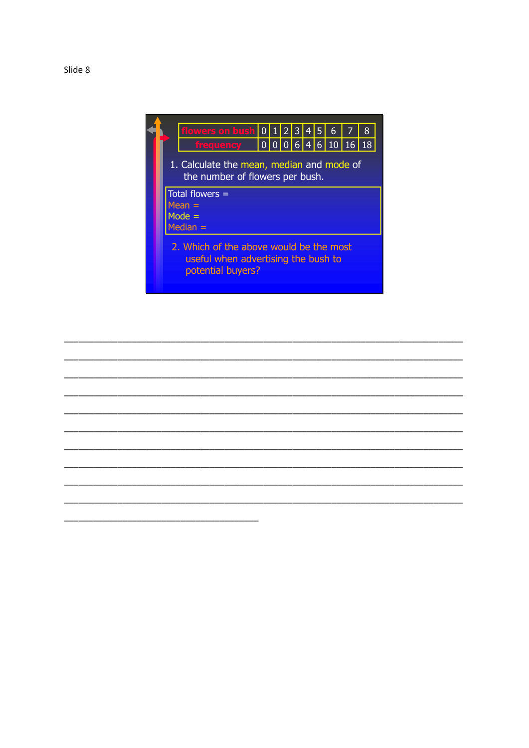Slide 8

| flowers on bush | 0 | 1 | 2 | 3 | 4 | 5 | 6 | 7 | 8 |
|---|---|---|---|---|---|---|---|---|---|
| frequency | 0 | 0 | 0 | 6 | 4 | 6 | 10 | 16 | 18 |

1. Calculate the mean, median and mode of the number of flowers per bush.

Total flowers =
Mean =
Mode =
Median =

2. Which of the above would be the most useful when advertising the bush to potential buyers?

______________________________________________________________________________

______________________________________________________________________________

______________________________________________________________________________

______________________________________________________________________________

______________________________________________________________________________

______________________________________________________________________________

______________________________________________________________________________

______________________________________________________________________________

______________________________________________________________________________

______________________________________________________________________________

____________________________________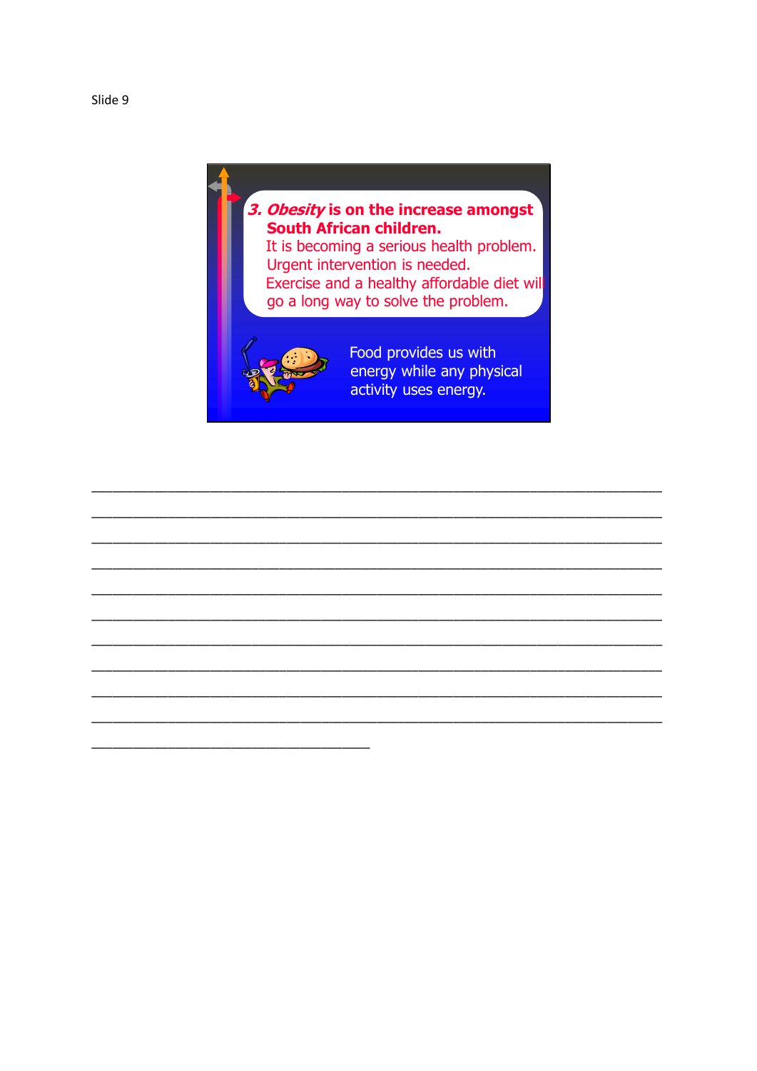Slide 9

**3. *Obesity* is on the increase amongst South African children.**

It is becoming a serious health problem.
Urgent intervention is needed.
Exercise and a healthy affordable diet will go a long way to solve the problem.

Food provides us with energy while any physical activity uses energy.

______________________________________________________________________________

______________________________________________________________________________

______________________________________________________________________________

______________________________________________________________________________

______________________________________________________________________________

______________________________________________________________________________

______________________________________________________________________________

______________________________________________________________________________

______________________________________________________________________________

______________________________________________________________________________

_____________________________________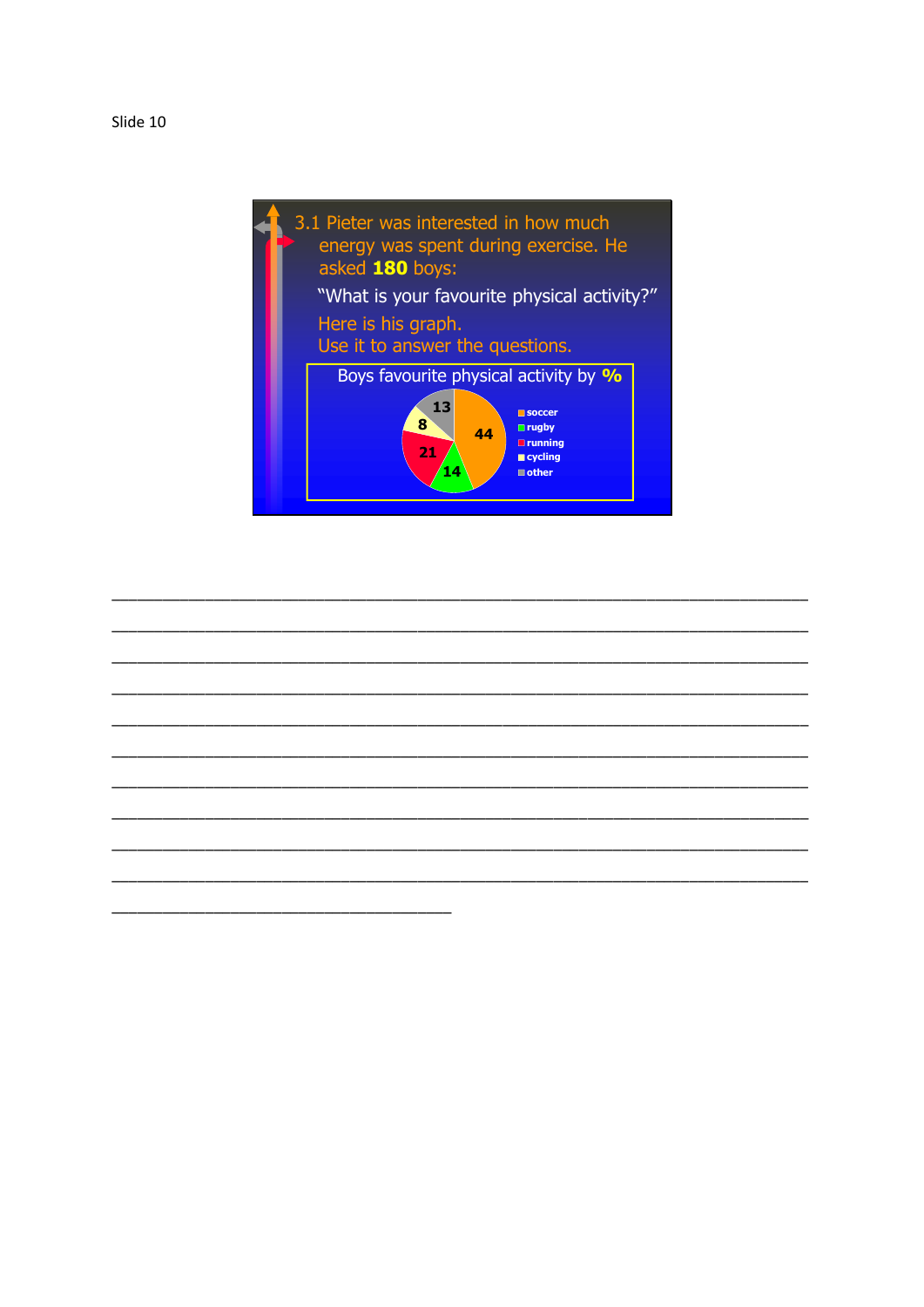Slide 10

3.1 Pieter was interested in how much energy was spent during exercise. He asked **180** boys:

"What is your favourite physical activity?"

Here is his graph.
Use it to answer the questions.

Boys favourite physical activity by **%**

| Activity | % |
|---|---|
| soccer | 44 |
| rugby | 14 |
| running | 21 |
| cycling | 8 |
| other | 13 |

\_\_\_\_\_\_\_\_\_\_\_\_\_\_\_\_\_\_\_\_\_\_\_\_\_\_\_\_\_\_\_\_\_\_\_\_\_\_\_\_\_\_\_\_\_\_\_\_\_\_\_\_\_\_\_\_\_\_\_\_\_\_\_\_\_\_\_\_\_\_

\_\_\_\_\_\_\_\_\_\_\_\_\_\_\_\_\_\_\_\_\_\_\_\_\_\_\_\_\_\_\_\_\_\_\_\_\_\_\_\_\_\_\_\_\_\_\_\_\_\_\_\_\_\_\_\_\_\_\_\_\_\_\_\_\_\_\_\_\_\_

\_\_\_\_\_\_\_\_\_\_\_\_\_\_\_\_\_\_\_\_\_\_\_\_\_\_\_\_\_\_\_\_\_\_\_\_\_\_\_\_\_\_\_\_\_\_\_\_\_\_\_\_\_\_\_\_\_\_\_\_\_\_\_\_\_\_\_\_\_\_

\_\_\_\_\_\_\_\_\_\_\_\_\_\_\_\_\_\_\_\_\_\_\_\_\_\_\_\_\_\_\_\_\_\_\_\_\_\_\_\_\_\_\_\_\_\_\_\_\_\_\_\_\_\_\_\_\_\_\_\_\_\_\_\_\_\_\_\_\_\_

\_\_\_\_\_\_\_\_\_\_\_\_\_\_\_\_\_\_\_\_\_\_\_\_\_\_\_\_\_\_\_\_\_\_\_\_\_\_\_\_\_\_\_\_\_\_\_\_\_\_\_\_\_\_\_\_\_\_\_\_\_\_\_\_\_\_\_\_\_\_

\_\_\_\_\_\_\_\_\_\_\_\_\_\_\_\_\_\_\_\_\_\_\_\_\_\_\_\_\_\_\_\_\_\_\_\_\_\_\_\_\_\_\_\_\_\_\_\_\_\_\_\_\_\_\_\_\_\_\_\_\_\_\_\_\_\_\_\_\_\_

\_\_\_\_\_\_\_\_\_\_\_\_\_\_\_\_\_\_\_\_\_\_\_\_\_\_\_\_\_\_\_\_\_\_\_\_\_\_\_\_\_\_\_\_\_\_\_\_\_\_\_\_\_\_\_\_\_\_\_\_\_\_\_\_\_\_\_\_\_\_

\_\_\_\_\_\_\_\_\_\_\_\_\_\_\_\_\_\_\_\_\_\_\_\_\_\_\_\_\_\_\_\_\_\_\_\_\_\_\_\_\_\_\_\_\_\_\_\_\_\_\_\_\_\_\_\_\_\_\_\_\_\_\_\_\_\_\_\_\_\_

\_\_\_\_\_\_\_\_\_\_\_\_\_\_\_\_\_\_\_\_\_\_\_\_\_\_\_\_\_\_\_\_\_\_\_\_\_\_\_\_\_\_\_\_\_\_\_\_\_\_\_\_\_\_\_\_\_\_\_\_\_\_\_\_\_\_\_\_\_\_

\_\_\_\_\_\_\_\_\_\_\_\_\_\_\_\_\_\_\_\_\_\_\_\_\_\_\_\_\_\_\_\_\_\_\_\_\_\_\_\_\_\_\_\_\_\_\_\_\_\_\_\_\_\_\_\_\_\_\_\_\_\_\_\_\_\_\_\_\_\_

\_\_\_\_\_\_\_\_\_\_\_\_\_\_\_\_\_\_\_\_\_\_\_\_\_\_\_\_\_\_\_\_\_\_\_\_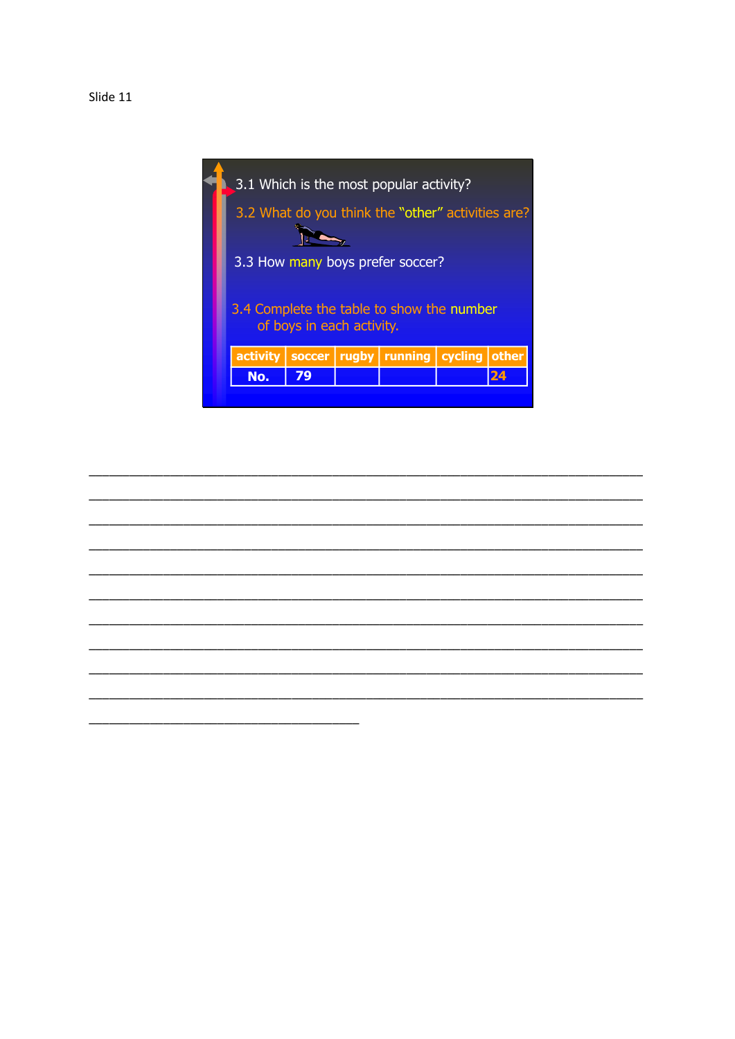Slide 11

3.1 Which is the most popular activity?

3.2 What do you think the "other" activities are?

3.3 How many boys prefer soccer?

3.4 Complete the table to show the number of boys in each activity.

| activity | soccer | rugby | running | cycling | other |
| --- | --- | --- | --- | --- | --- |
| No. | 79 | | | | 24 |

______________________________________________________________________________

______________________________________________________________________________

______________________________________________________________________________

______________________________________________________________________________

______________________________________________________________________________

______________________________________________________________________________

______________________________________________________________________________

______________________________________________________________________________

______________________________________________________________________________

______________________________________________________________________________

____________________________________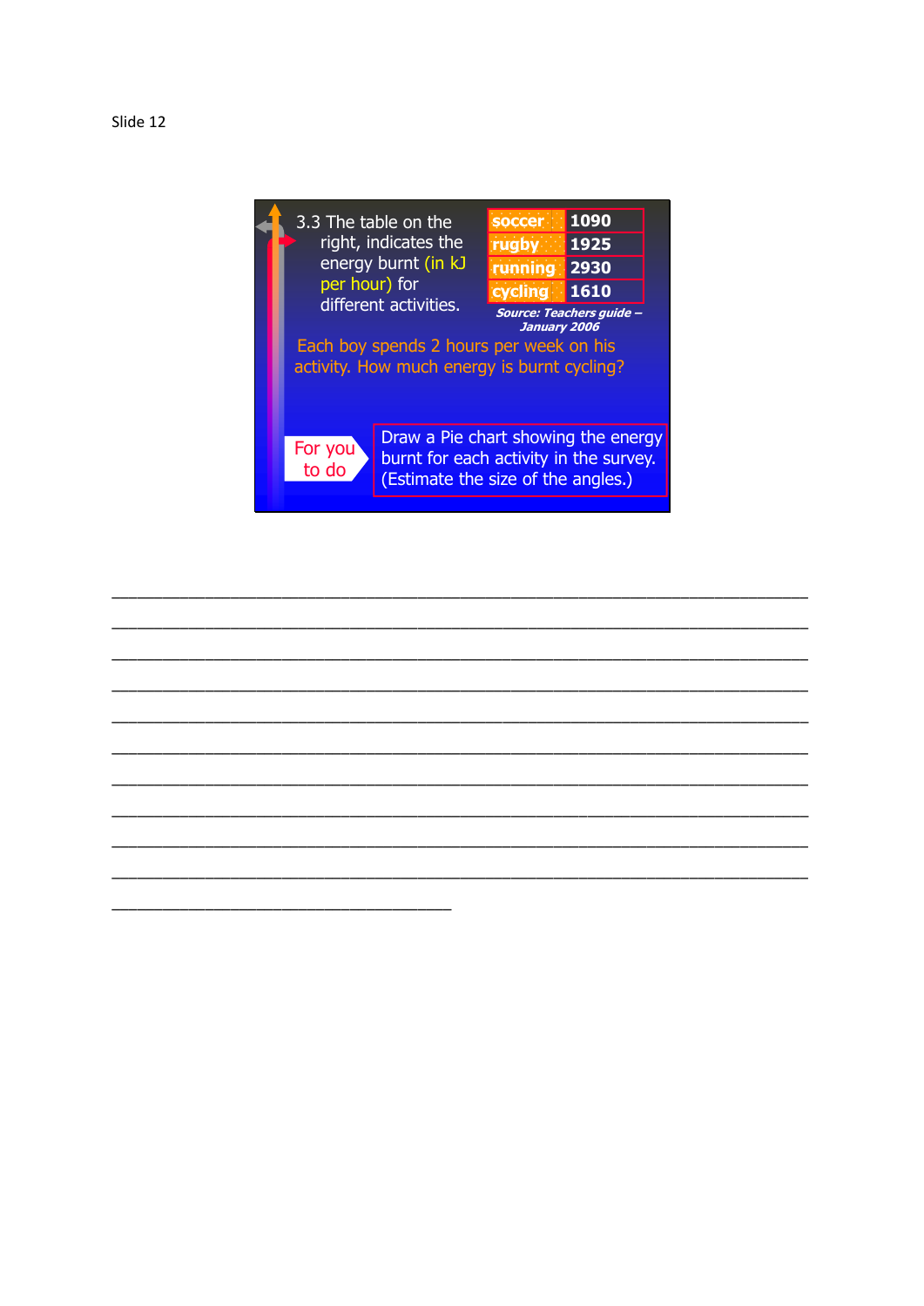Slide 12

3.3 The table on the right, indicates the energy burnt (in kJ per hour) for different activities.

| soccer | 1090 |
| --- | --- |
| rugby | 1925 |
| running | 2930 |
| cycling | 1610 |

*Source: Teachers guide – January 2006*

Each boy spends 2 hours per week on his activity. How much energy is burnt cycling?

For you to do

Draw a Pie chart showing the energy burnt for each activity in the survey. (Estimate the size of the angles.)

\_\_\_\_\_\_\_\_\_\_\_\_\_\_\_\_\_\_\_\_\_\_\_\_\_\_\_\_\_\_\_\_\_\_\_\_\_\_\_\_\_\_\_\_\_\_\_\_\_\_\_\_\_\_\_\_\_\_\_\_\_\_\_\_\_\_\_\_\_\_\_\_\_\_\_\_

\_\_\_\_\_\_\_\_\_\_\_\_\_\_\_\_\_\_\_\_\_\_\_\_\_\_\_\_\_\_\_\_\_\_\_\_\_\_\_\_\_\_\_\_\_\_\_\_\_\_\_\_\_\_\_\_\_\_\_\_\_\_\_\_\_\_\_\_\_\_\_\_\_\_\_\_

\_\_\_\_\_\_\_\_\_\_\_\_\_\_\_\_\_\_\_\_\_\_\_\_\_\_\_\_\_\_\_\_\_\_\_\_\_\_\_\_\_\_\_\_\_\_\_\_\_\_\_\_\_\_\_\_\_\_\_\_\_\_\_\_\_\_\_\_\_\_\_\_\_\_\_\_

\_\_\_\_\_\_\_\_\_\_\_\_\_\_\_\_\_\_\_\_\_\_\_\_\_\_\_\_\_\_\_\_\_\_\_\_\_\_\_\_\_\_\_\_\_\_\_\_\_\_\_\_\_\_\_\_\_\_\_\_\_\_\_\_\_\_\_\_\_\_\_\_\_\_\_\_

\_\_\_\_\_\_\_\_\_\_\_\_\_\_\_\_\_\_\_\_\_\_\_\_\_\_\_\_\_\_\_\_\_\_\_\_\_\_\_\_\_\_\_\_\_\_\_\_\_\_\_\_\_\_\_\_\_\_\_\_\_\_\_\_\_\_\_\_\_\_\_\_\_\_\_\_

\_\_\_\_\_\_\_\_\_\_\_\_\_\_\_\_\_\_\_\_\_\_\_\_\_\_\_\_\_\_\_\_\_\_\_\_\_\_\_\_\_\_\_\_\_\_\_\_\_\_\_\_\_\_\_\_\_\_\_\_\_\_\_\_\_\_\_\_\_\_\_\_\_\_\_\_

\_\_\_\_\_\_\_\_\_\_\_\_\_\_\_\_\_\_\_\_\_\_\_\_\_\_\_\_\_\_\_\_\_\_\_\_\_\_\_\_\_\_\_\_\_\_\_\_\_\_\_\_\_\_\_\_\_\_\_\_\_\_\_\_\_\_\_\_\_\_\_\_\_\_\_\_

\_\_\_\_\_\_\_\_\_\_\_\_\_\_\_\_\_\_\_\_\_\_\_\_\_\_\_\_\_\_\_\_\_\_\_\_\_\_\_\_\_\_\_\_\_\_\_\_\_\_\_\_\_\_\_\_\_\_\_\_\_\_\_\_\_\_\_\_\_\_\_\_\_\_\_\_

\_\_\_\_\_\_\_\_\_\_\_\_\_\_\_\_\_\_\_\_\_\_\_\_\_\_\_\_\_\_\_\_\_\_\_\_\_\_\_\_\_\_\_\_\_\_\_\_\_\_\_\_\_\_\_\_\_\_\_\_\_\_\_\_\_\_\_\_\_\_\_\_\_\_\_\_

\_\_\_\_\_\_\_\_\_\_\_\_\_\_\_\_\_\_\_\_\_\_\_\_\_\_\_\_\_\_\_\_\_\_\_\_\_\_\_\_\_\_\_\_\_\_\_\_\_\_\_\_\_\_\_\_\_\_\_\_\_\_\_\_\_\_\_\_\_\_\_\_\_\_\_\_

\_\_\_\_\_\_\_\_\_\_\_\_\_\_\_\_\_\_\_\_\_\_\_\_\_\_\_\_\_\_\_\_\_\_\_\_\_\_\_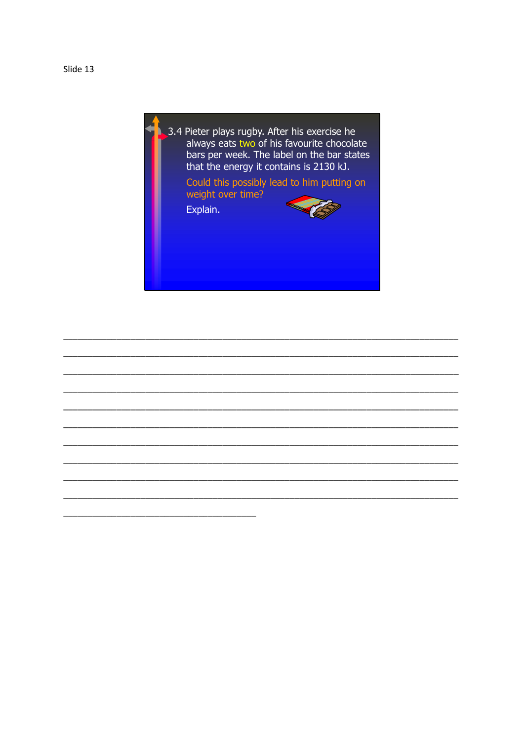Slide 13

3.4 Pieter plays rugby. After his exercise he always eats two of his favourite chocolate bars per week. The label on the bar states that the energy it contains is 2130 kJ.

Could this possibly lead to him putting on weight over time?

Explain.

______________________________________________________________________________

______________________________________________________________________________

______________________________________________________________________________

______________________________________________________________________________

______________________________________________________________________________

______________________________________________________________________________

______________________________________________________________________________

______________________________________________________________________________

______________________________________________________________________________

______________________________________________________________________________

____________________________________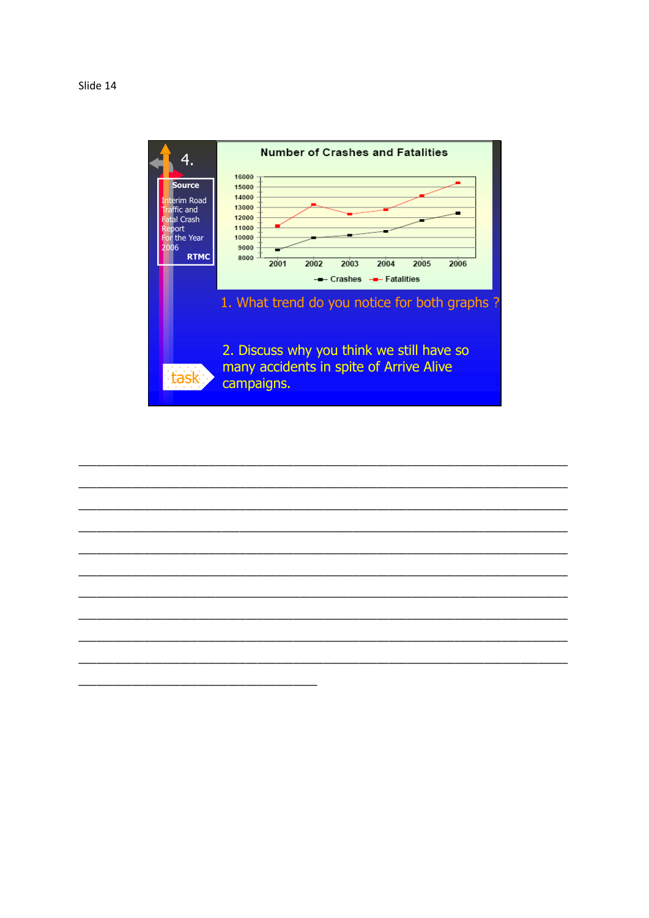Slide 14

4.

**Source**

Interim Road Traffic and Fatal Crash Report For the Year 2006

**RTMC**

**Number of Crashes and Fatalities**

16000
15000
14000
13000
12000
11000
10000
9000
8000

2001 2002 2003 2004 2005 2006

Crashes   Fatalities

1. What trend do you notice for both graphs ?

2. Discuss why you think we still have so many accidents in spite of Arrive Alive campaigns.

task

______________________________________________________________________________

______________________________________________________________________________

______________________________________________________________________________

______________________________________________________________________________

______________________________________________________________________________

______________________________________________________________________________

______________________________________________________________________________

______________________________________________________________________________

______________________________________________________________________________

______________________________________________________________________________

_______________________________________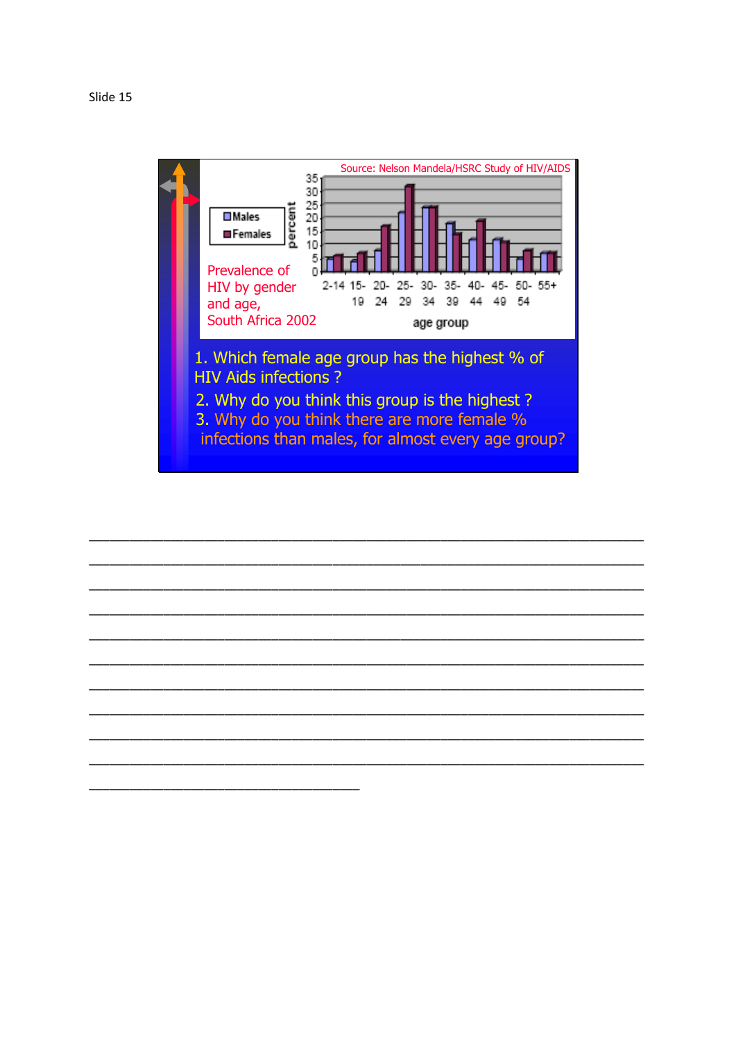Slide 15

Source: Nelson Mandela/HSRC Study of HIV/AIDS

Males

Females

percent

35
30
25
20
15
10
5
0

2-14 15-19 20-24 25-29 30-34 35-39 40-44 45-49 50-54 55+

age group

Prevalence of HIV by gender and age, South Africa 2002

1. Which female age group has the highest % of HIV Aids infections ?
2. Why do you think this group is the highest ?
3. Why do you think there are more female % infections than males, for almost every age group?

______________________________________________________________________________

______________________________________________________________________________

______________________________________________________________________________

______________________________________________________________________________

______________________________________________________________________________

______________________________________________________________________________

______________________________________________________________________________

______________________________________________________________________________

______________________________________________________________________________

______________________________________________________________________________

______________________________________